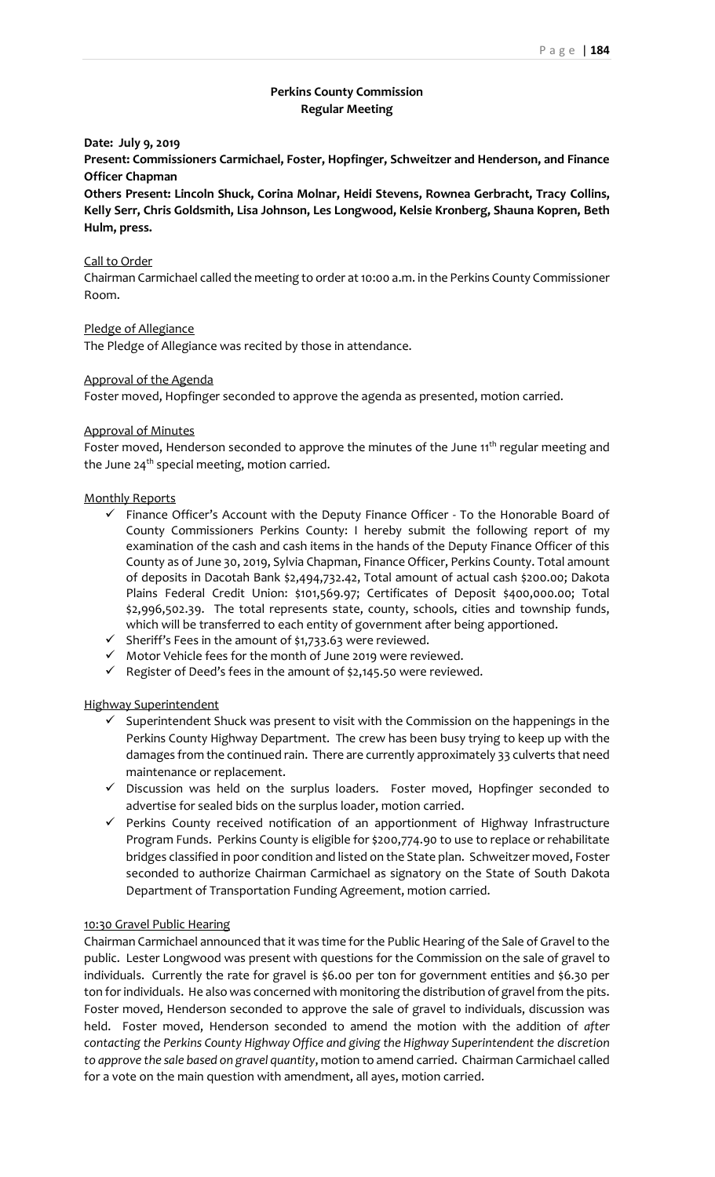## Perkins County Commission
### Regular Meeting

**Date: July 9, 2019**

**Present: Commissioners Carmichael, Foster, Hopfinger, Schweitzer and Henderson, and Finance Officer Chapman**

**Others Present: Lincoln Shuck, Corina Molnar, Heidi Stevens, Rownea Gerbracht, Tracy Collins, Kelly Serr, Chris Goldsmith, Lisa Johnson, Les Longwood, Kelsie Kronberg, Shauna Kopren, Beth Hulm, press.**

Call to Order

Chairman Carmichael called the meeting to order at 10:00 a.m. in the Perkins County Commissioner Room.

Pledge of Allegiance

The Pledge of Allegiance was recited by those in attendance.

Approval of the Agenda

Foster moved, Hopfinger seconded to approve the agenda as presented, motion carried.

Approval of Minutes

Foster moved, Henderson seconded to approve the minutes of the June 11th regular meeting and the June 24th special meeting, motion carried.

Monthly Reports

- ✓ Finance Officer's Account with the Deputy Finance Officer - To the Honorable Board of County Commissioners Perkins County: I hereby submit the following report of my examination of the cash and cash items in the hands of the Deputy Finance Officer of this County as of June 30, 2019, Sylvia Chapman, Finance Officer, Perkins County. Total amount of deposits in Dacotah Bank $2,494,732.42, Total amount of actual cash $200.00; Dakota Plains Federal Credit Union: $101,569.97; Certificates of Deposit $400,000.00; Total $2,996,502.39. The total represents state, county, schools, cities and township funds, which will be transferred to each entity of government after being apportioned.
- ✓ Sheriff's Fees in the amount of $1,733.63 were reviewed.
- ✓ Motor Vehicle fees for the month of June 2019 were reviewed.
- ✓ Register of Deed's fees in the amount of $2,145.50 were reviewed.

Highway Superintendent

- ✓ Superintendent Shuck was present to visit with the Commission on the happenings in the Perkins County Highway Department. The crew has been busy trying to keep up with the damages from the continued rain. There are currently approximately 33 culverts that need maintenance or replacement.
- ✓ Discussion was held on the surplus loaders. Foster moved, Hopfinger seconded to advertise for sealed bids on the surplus loader, motion carried.
- ✓ Perkins County received notification of an apportionment of Highway Infrastructure Program Funds. Perkins County is eligible for $200,774.90 to use to replace or rehabilitate bridges classified in poor condition and listed on the State plan. Schweitzer moved, Foster seconded to authorize Chairman Carmichael as signatory on the State of South Dakota Department of Transportation Funding Agreement, motion carried.

10:30 Gravel Public Hearing

Chairman Carmichael announced that it was time for the Public Hearing of the Sale of Gravel to the public. Lester Longwood was present with questions for the Commission on the sale of gravel to individuals. Currently the rate for gravel is $6.00 per ton for government entities and $6.30 per ton for individuals. He also was concerned with monitoring the distribution of gravel from the pits. Foster moved, Henderson seconded to approve the sale of gravel to individuals, discussion was held. Foster moved, Henderson seconded to amend the motion with the addition of *after contacting the Perkins County Highway Office and giving the Highway Superintendent the discretion to approve the sale based on gravel quantity*, motion to amend carried. Chairman Carmichael called for a vote on the main question with amendment, all ayes, motion carried.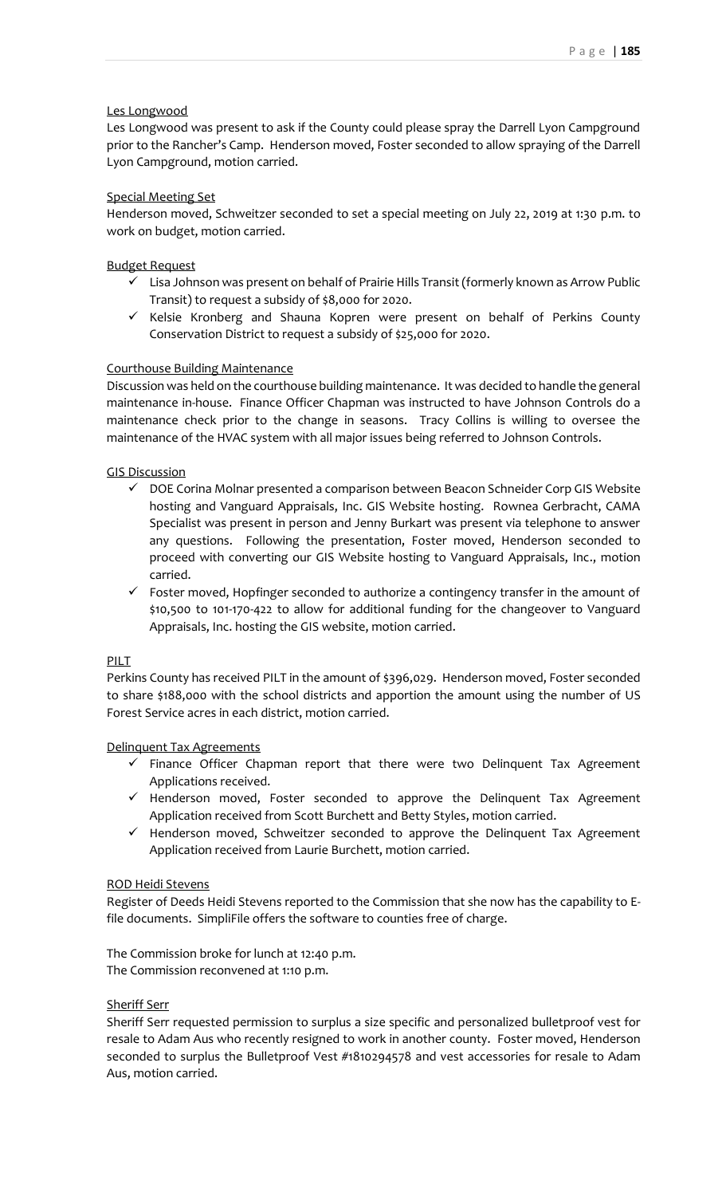Les Longwood

Les Longwood was present to ask if the County could please spray the Darrell Lyon Campground prior to the Rancher's Camp. Henderson moved, Foster seconded to allow spraying of the Darrell Lyon Campground, motion carried.

Special Meeting Set

Henderson moved, Schweitzer seconded to set a special meeting on July 22, 2019 at 1:30 p.m. to work on budget, motion carried.

Budget Request

- ✓ Lisa Johnson was present on behalf of Prairie Hills Transit (formerly known as Arrow Public Transit) to request a subsidy of $8,000 for 2020.
- ✓ Kelsie Kronberg and Shauna Kopren were present on behalf of Perkins County Conservation District to request a subsidy of $25,000 for 2020.

Courthouse Building Maintenance

Discussion was held on the courthouse building maintenance. It was decided to handle the general maintenance in-house. Finance Officer Chapman was instructed to have Johnson Controls do a maintenance check prior to the change in seasons. Tracy Collins is willing to oversee the maintenance of the HVAC system with all major issues being referred to Johnson Controls.

GIS Discussion

- ✓ DOE Corina Molnar presented a comparison between Beacon Schneider Corp GIS Website hosting and Vanguard Appraisals, Inc. GIS Website hosting. Rownea Gerbracht, CAMA Specialist was present in person and Jenny Burkart was present via telephone to answer any questions. Following the presentation, Foster moved, Henderson seconded to proceed with converting our GIS Website hosting to Vanguard Appraisals, Inc., motion carried.
- ✓ Foster moved, Hopfinger seconded to authorize a contingency transfer in the amount of $10,500 to 101-170-422 to allow for additional funding for the changeover to Vanguard Appraisals, Inc. hosting the GIS website, motion carried.

PILT

Perkins County has received PILT in the amount of $396,029. Henderson moved, Foster seconded to share $188,000 with the school districts and apportion the amount using the number of US Forest Service acres in each district, motion carried.

Delinquent Tax Agreements

- ✓ Finance Officer Chapman report that there were two Delinquent Tax Agreement Applications received.
- ✓ Henderson moved, Foster seconded to approve the Delinquent Tax Agreement Application received from Scott Burchett and Betty Styles, motion carried.
- ✓ Henderson moved, Schweitzer seconded to approve the Delinquent Tax Agreement Application received from Laurie Burchett, motion carried.

ROD Heidi Stevens

Register of Deeds Heidi Stevens reported to the Commission that she now has the capability to E-file documents. SimpliFile offers the software to counties free of charge.

The Commission broke for lunch at 12:40 p.m.
The Commission reconvened at 1:10 p.m.

Sheriff Serr

Sheriff Serr requested permission to surplus a size specific and personalized bulletproof vest for resale to Adam Aus who recently resigned to work in another county. Foster moved, Henderson seconded to surplus the Bulletproof Vest #1810294578 and vest accessories for resale to Adam Aus, motion carried.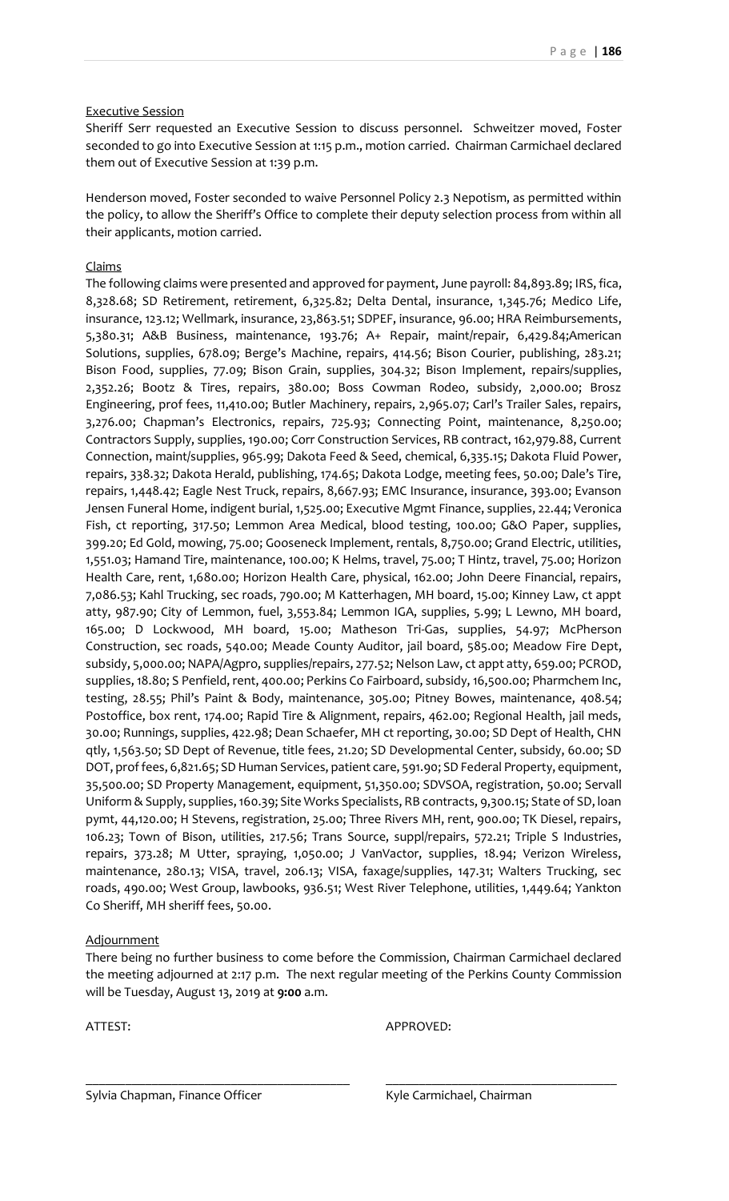Executive Session

Sheriff Serr requested an Executive Session to discuss personnel. Schweitzer moved, Foster seconded to go into Executive Session at 1:15 p.m., motion carried. Chairman Carmichael declared them out of Executive Session at 1:39 p.m.

Henderson moved, Foster seconded to waive Personnel Policy 2.3 Nepotism, as permitted within the policy, to allow the Sheriff's Office to complete their deputy selection process from within all their applicants, motion carried.

Claims

The following claims were presented and approved for payment, June payroll: 84,893.89; IRS, fica, 8,328.68; SD Retirement, retirement, 6,325.82; Delta Dental, insurance, 1,345.76; Medico Life, insurance, 123.12; Wellmark, insurance, 23,863.51; SDPEF, insurance, 96.00; HRA Reimbursements, 5,380.31; A&B Business, maintenance, 193.76; A+ Repair, maint/repair, 6,429.84;American Solutions, supplies, 678.09; Berge's Machine, repairs, 414.56; Bison Courier, publishing, 283.21; Bison Food, supplies, 77.09; Bison Grain, supplies, 304.32; Bison Implement, repairs/supplies, 2,352.26; Bootz & Tires, repairs, 380.00; Boss Cowman Rodeo, subsidy, 2,000.00; Brosz Engineering, prof fees, 11,410.00; Butler Machinery, repairs, 2,965.07; Carl's Trailer Sales, repairs, 3,276.00; Chapman's Electronics, repairs, 725.93; Connecting Point, maintenance, 8,250.00; Contractors Supply, supplies, 190.00; Corr Construction Services, RB contract, 162,979.88, Current Connection, maint/supplies, 965.99; Dakota Feed & Seed, chemical, 6,335.15; Dakota Fluid Power, repairs, 338.32; Dakota Herald, publishing, 174.65; Dakota Lodge, meeting fees, 50.00; Dale's Tire, repairs, 1,448.42; Eagle Nest Truck, repairs, 8,667.93; EMC Insurance, insurance, 393.00; Evanson Jensen Funeral Home, indigent burial, 1,525.00; Executive Mgmt Finance, supplies, 22.44; Veronica Fish, ct reporting, 317.50; Lemmon Area Medical, blood testing, 100.00; G&O Paper, supplies, 399.20; Ed Gold, mowing, 75.00; Gooseneck Implement, rentals, 8,750.00; Grand Electric, utilities, 1,551.03; Hamand Tire, maintenance, 100.00; K Helms, travel, 75.00; T Hintz, travel, 75.00; Horizon Health Care, rent, 1,680.00; Horizon Health Care, physical, 162.00; John Deere Financial, repairs, 7,086.53; Kahl Trucking, sec roads, 790.00; M Katterhagen, MH board, 15.00; Kinney Law, ct appt atty, 987.90; City of Lemmon, fuel, 3,553.84; Lemmon IGA, supplies, 5.99; L Lewno, MH board, 165.00; D Lockwood, MH board, 15.00; Matheson Tri-Gas, supplies, 54.97; McPherson Construction, sec roads, 540.00; Meade County Auditor, jail board, 585.00; Meadow Fire Dept, subsidy, 5,000.00; NAPA/Agpro, supplies/repairs, 277.52; Nelson Law, ct appt atty, 659.00; PCROD, supplies, 18.80; S Penfield, rent, 400.00; Perkins Co Fairboard, subsidy, 16,500.00; Pharmchem Inc, testing, 28.55; Phil's Paint & Body, maintenance, 305.00; Pitney Bowes, maintenance, 408.54; Postoffice, box rent, 174.00; Rapid Tire & Alignment, repairs, 462.00; Regional Health, jail meds, 30.00; Runnings, supplies, 422.98; Dean Schaefer, MH ct reporting, 30.00; SD Dept of Health, CHN qtly, 1,563.50; SD Dept of Revenue, title fees, 21.20; SD Developmental Center, subsidy, 60.00; SD DOT, prof fees, 6,821.65; SD Human Services, patient care, 591.90; SD Federal Property, equipment, 35,500.00; SD Property Management, equipment, 51,350.00; SDVSOA, registration, 50.00; Servall Uniform & Supply, supplies, 160.39; Site Works Specialists, RB contracts, 9,300.15; State of SD, loan pymt, 44,120.00; H Stevens, registration, 25.00; Three Rivers MH, rent, 900.00; TK Diesel, repairs, 106.23; Town of Bison, utilities, 217.56; Trans Source, suppl/repairs, 572.21; Triple S Industries, repairs, 373.28; M Utter, spraying, 1,050.00; J VanVactor, supplies, 18.94; Verizon Wireless, maintenance, 280.13; VISA, travel, 206.13; VISA, faxage/supplies, 147.31; Walters Trucking, sec roads, 490.00; West Group, lawbooks, 936.51; West River Telephone, utilities, 1,449.64; Yankton Co Sheriff, MH sheriff fees, 50.00.

Adjournment

There being no further business to come before the Commission, Chairman Carmichael declared the meeting adjourned at 2:17 p.m. The next regular meeting of the Perkins County Commission will be Tuesday, August 13, 2019 at **9:00** a.m.

ATTEST: APPROVED:

\_\_\_\_\_\_\_\_\_\_\_\_\_\_\_\_\_\_\_\_\_\_\_\_\_\_\_\_\_\_\_\_\_\_\_\_\_\_\_\_ \_\_\_\_\_\_\_\_\_\_\_\_\_\_\_\_\_\_\_\_\_\_\_\_\_\_\_\_\_\_\_\_\_\_\_\_

Sylvia Chapman, Finance Officer Kyle Carmichael, Chairman